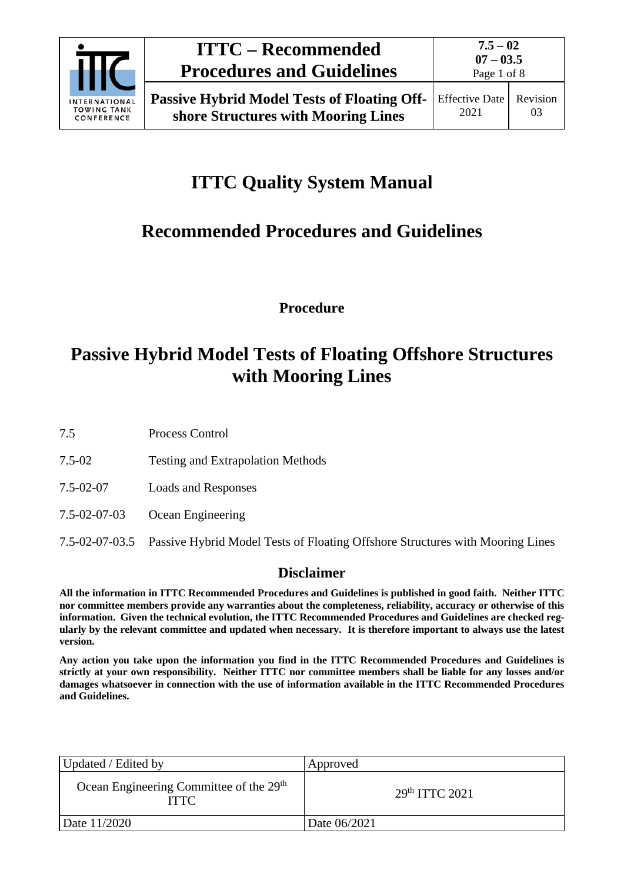# ITTC Quality System Manual

## Recommended Procedures and Guidelines

**Procedure**

# Passive Hybrid Model Tests of Floating Offshore Structures with Mooring Lines

| | |
|---|---|
| 7.5 | Process Control |
| 7.5-02 | Testing and Extrapolation Methods |
| 7.5-02-07 | Loads and Responses |
| 7.5-02-07-03 | Ocean Engineering |
| 7.5-02-07-03.5 | Passive Hybrid Model Tests of Floating Offshore Structures with Mooring Lines |

## Disclaimer

**All the information in ITTC Recommended Procedures and Guidelines is published in good faith. Neither ITTC nor committee members provide any warranties about the completeness, reliability, accuracy or otherwise of this information. Given the technical evolution, the ITTC Recommended Procedures and Guidelines are checked regularly by the relevant committee and updated when necessary. It is therefore important to always use the latest version.**

**Any action you take upon the information you find in the ITTC Recommended Procedures and Guidelines is strictly at your own responsibility. Neither ITTC nor committee members shall be liable for any losses and/or damages whatsoever in connection with the use of information available in the ITTC Recommended Procedures and Guidelines.**

| Updated / Edited by | Approved |
|---|---|
| Ocean Engineering Committee of the 29th ITTC | 29th ITTC 2021 |
| Date 11/2020 | Date 06/2021 |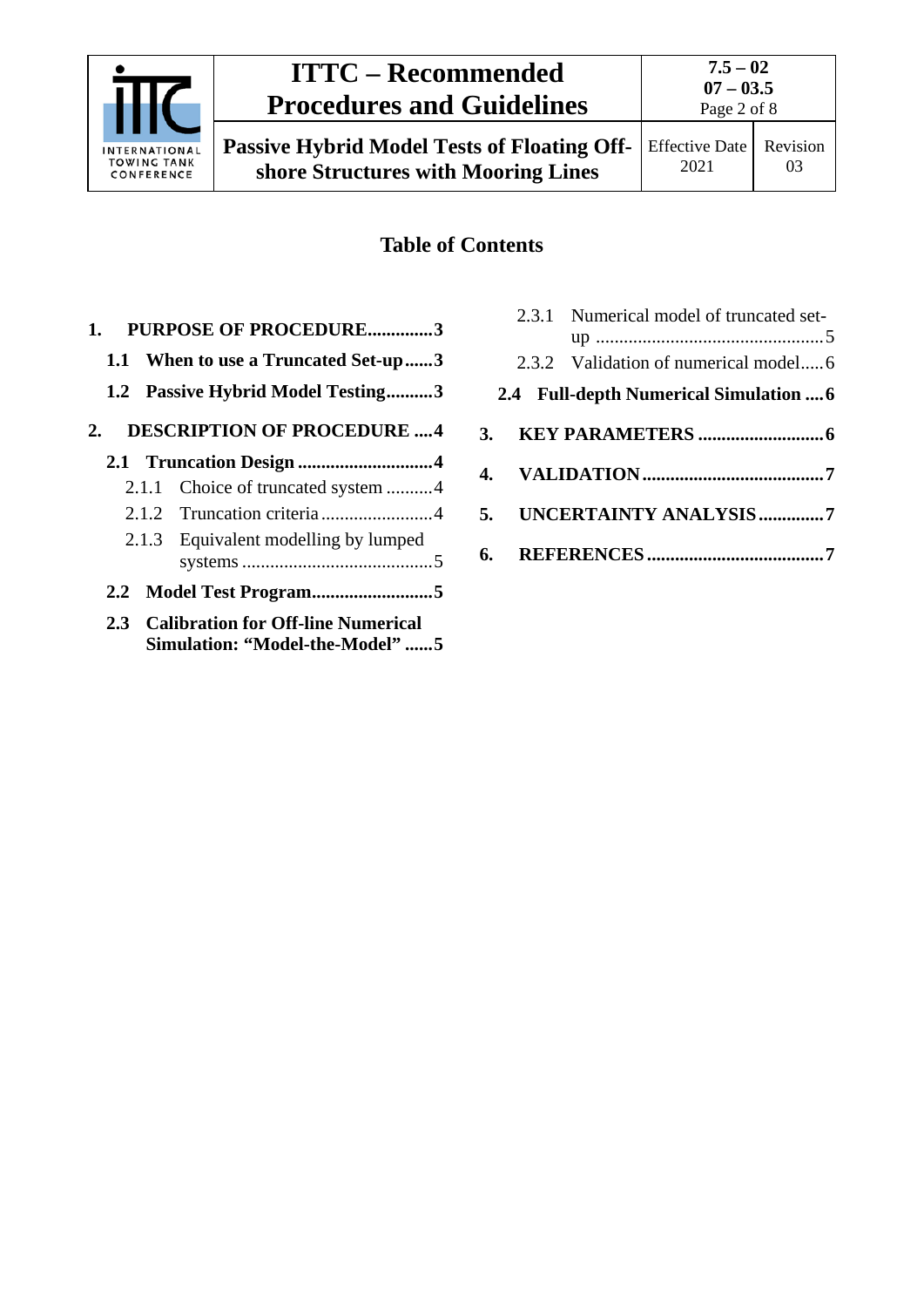## Table of Contents

**1. PURPOSE OF PROCEDURE..............3**

**1.1 When to use a Truncated Set-up......3**

**1.2 Passive Hybrid Model Testing..........3**

**2. DESCRIPTION OF PROCEDURE ....4**

**2.1 Truncation Design ............................4**

2.1.1 Choice of truncated system ..........4

2.1.2 Truncation criteria ........................4

2.1.3 Equivalent modelling by lumped systems .........................................5

**2.2 Model Test Program..........................5**

**2.3 Calibration for Off-line Numerical Simulation: "Model-the-Model" ......5**

2.3.1 Numerical model of truncated set-up ................................................5

2.3.2 Validation of numerical model.....6

**2.4 Full-depth Numerical Simulation ....6**

**3. KEY PARAMETERS ...........................6**

**4. VALIDATION.......................................7**

**5. UNCERTAINTY ANALYSIS..............7**

**6. REFERENCES......................................7**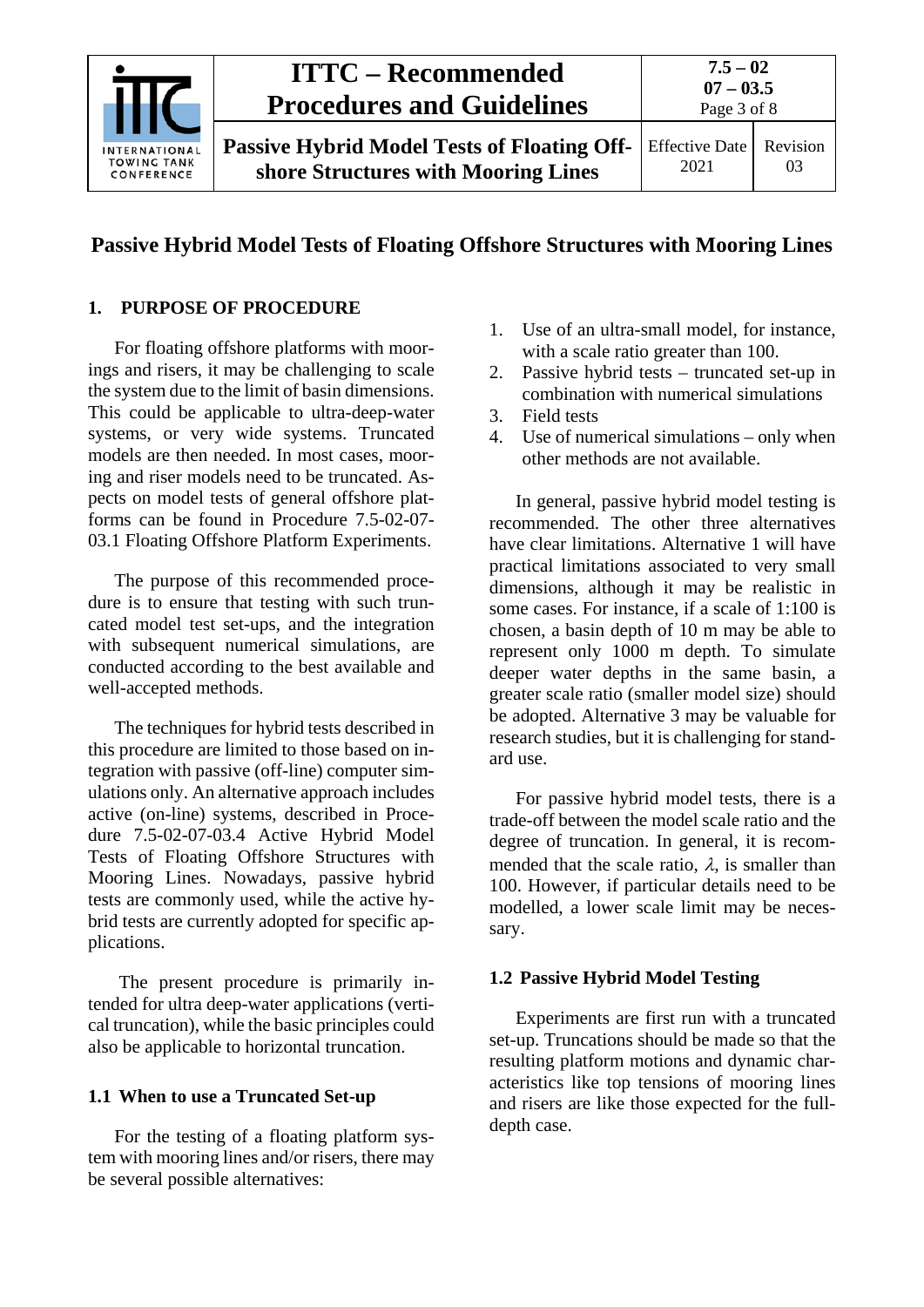# Passive Hybrid Model Tests of Floating Offshore Structures with Mooring Lines

## 1. PURPOSE OF PROCEDURE

For floating offshore platforms with moorings and risers, it may be challenging to scale the system due to the limit of basin dimensions. This could be applicable to ultra-deep-water systems, or very wide systems. Truncated models are then needed. In most cases, mooring and riser models need to be truncated. Aspects on model tests of general offshore platforms can be found in Procedure 7.5-02-07-03.1 Floating Offshore Platform Experiments.

The purpose of this recommended procedure is to ensure that testing with such truncated model test set-ups, and the integration with subsequent numerical simulations, are conducted according to the best available and well-accepted methods.

The techniques for hybrid tests described in this procedure are limited to those based on integration with passive (off-line) computer simulations only. An alternative approach includes active (on-line) systems, described in Procedure 7.5-02-07-03.4 Active Hybrid Model Tests of Floating Offshore Structures with Mooring Lines. Nowadays, passive hybrid tests are commonly used, while the active hybrid tests are currently adopted for specific applications.

The present procedure is primarily intended for ultra deep-water applications (vertical truncation), while the basic principles could also be applicable to horizontal truncation.

### 1.1 When to use a Truncated Set-up

For the testing of a floating platform system with mooring lines and/or risers, there may be several possible alternatives:

1. Use of an ultra-small model, for instance, with a scale ratio greater than 100.
2. Passive hybrid tests – truncated set-up in combination with numerical simulations
3. Field tests
4. Use of numerical simulations – only when other methods are not available.

In general, passive hybrid model testing is recommended. The other three alternatives have clear limitations. Alternative 1 will have practical limitations associated to very small dimensions, although it may be realistic in some cases. For instance, if a scale of 1:100 is chosen, a basin depth of 10 m may be able to represent only 1000 m depth. To simulate deeper water depths in the same basin, a greater scale ratio (smaller model size) should be adopted. Alternative 3 may be valuable for research studies, but it is challenging for standard use.

For passive hybrid model tests, there is a trade-off between the model scale ratio and the degree of truncation. In general, it is recommended that the scale ratio, $\lambda$, is smaller than 100. However, if particular details need to be modelled, a lower scale limit may be necessary.

### 1.2 Passive Hybrid Model Testing

Experiments are first run with a truncated set-up. Truncations should be made so that the resulting platform motions and dynamic characteristics like top tensions of mooring lines and risers are like those expected for the full-depth case.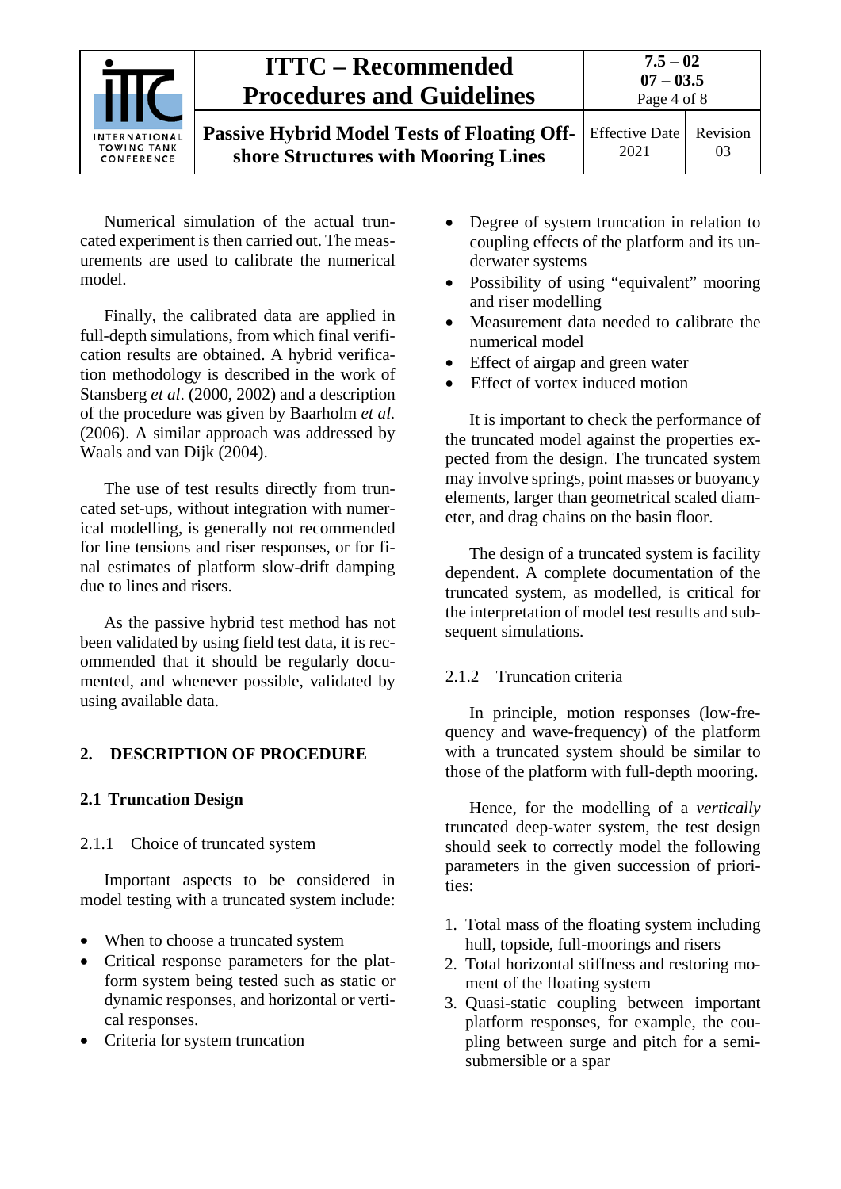Numerical simulation of the actual truncated experiment is then carried out. The measurements are used to calibrate the numerical model.

Finally, the calibrated data are applied in full-depth simulations, from which final verification results are obtained. A hybrid verification methodology is described in the work of Stansberg *et al*. (2000, 2002) and a description of the procedure was given by Baarholm *et al.* (2006). A similar approach was addressed by Waals and van Dijk (2004).

The use of test results directly from truncated set-ups, without integration with numerical modelling, is generally not recommended for line tensions and riser responses, or for final estimates of platform slow-drift damping due to lines and risers.

As the passive hybrid test method has not been validated by using field test data, it is recommended that it should be regularly documented, and whenever possible, validated by using available data.

## 2. DESCRIPTION OF PROCEDURE

### 2.1 Truncation Design

#### 2.1.1 Choice of truncated system

Important aspects to be considered in model testing with a truncated system include:

- When to choose a truncated system
- Critical response parameters for the platform system being tested such as static or dynamic responses, and horizontal or vertical responses.
- Criteria for system truncation
- Degree of system truncation in relation to coupling effects of the platform and its underwater systems
- Possibility of using "equivalent" mooring and riser modelling
- Measurement data needed to calibrate the numerical model
- Effect of airgap and green water
- Effect of vortex induced motion

It is important to check the performance of the truncated model against the properties expected from the design. The truncated system may involve springs, point masses or buoyancy elements, larger than geometrical scaled diameter, and drag chains on the basin floor.

The design of a truncated system is facility dependent. A complete documentation of the truncated system, as modelled, is critical for the interpretation of model test results and subsequent simulations.

#### 2.1.2 Truncation criteria

In principle, motion responses (low-frequency and wave-frequency) of the platform with a truncated system should be similar to those of the platform with full-depth mooring.

Hence, for the modelling of a *vertically* truncated deep-water system, the test design should seek to correctly model the following parameters in the given succession of priorities:

1. Total mass of the floating system including hull, topside, full-moorings and risers
2. Total horizontal stiffness and restoring moment of the floating system
3. Quasi-static coupling between important platform responses, for example, the coupling between surge and pitch for a semi-submersible or a spar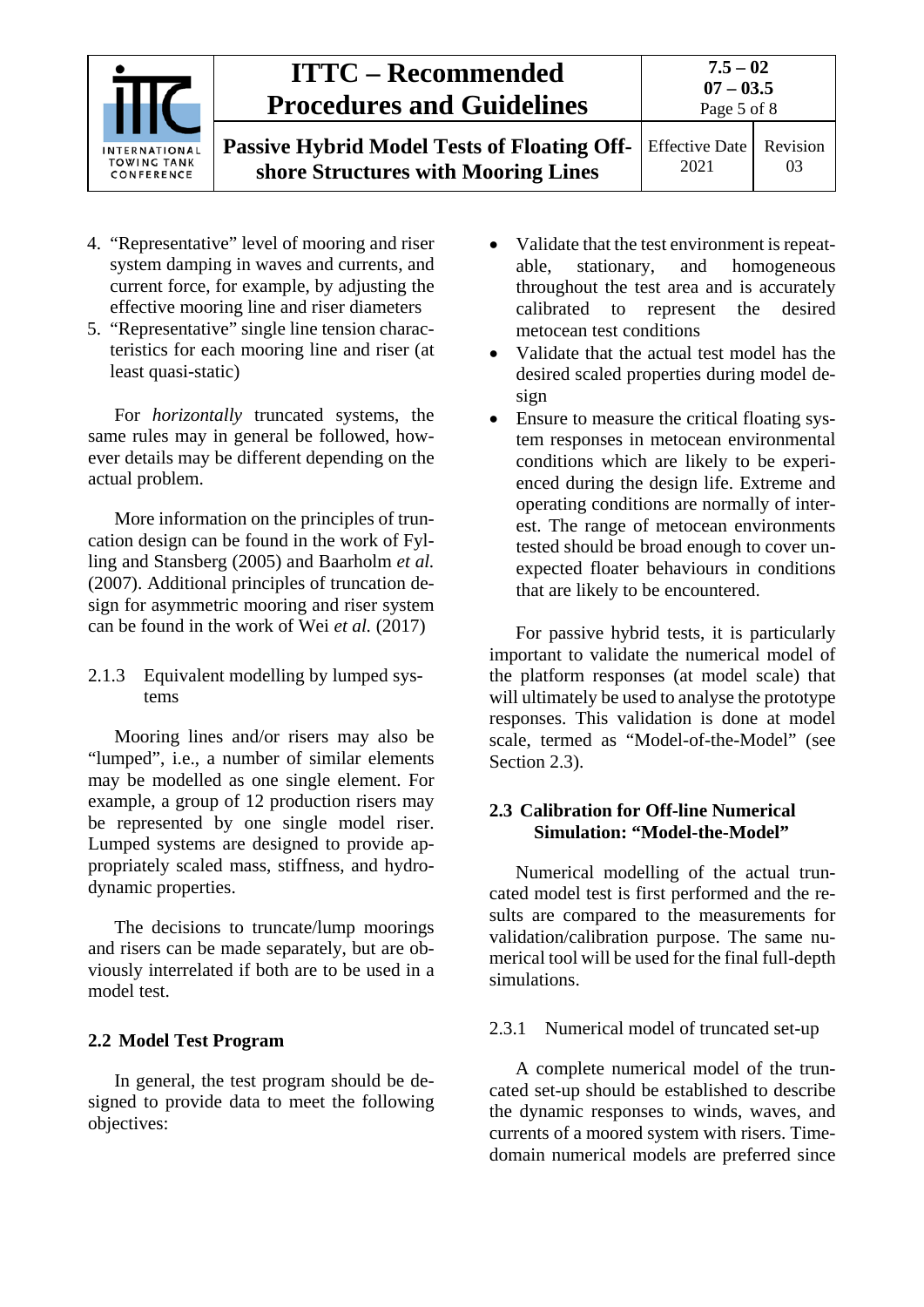4. "Representative" level of mooring and riser system damping in waves and currents, and current force, for example, by adjusting the effective mooring line and riser diameters
5. "Representative" single line tension characteristics for each mooring line and riser (at least quasi-static)

For *horizontally* truncated systems, the same rules may in general be followed, however details may be different depending on the actual problem.

More information on the principles of truncation design can be found in the work of Fylling and Stansberg (2005) and Baarholm *et al.* (2007). Additional principles of truncation design for asymmetric mooring and riser system can be found in the work of Wei *et al.* (2017)

#### 2.1.3 Equivalent modelling by lumped systems

Mooring lines and/or risers may also be "lumped", i.e., a number of similar elements may be modelled as one single element. For example, a group of 12 production risers may be represented by one single model riser. Lumped systems are designed to provide appropriately scaled mass, stiffness, and hydrodynamic properties.

The decisions to truncate/lump moorings and risers can be made separately, but are obviously interrelated if both are to be used in a model test.

### 2.2 Model Test Program

In general, the test program should be designed to provide data to meet the following objectives:

- Validate that the test environment is repeatable, stationary, and homogeneous throughout the test area and is accurately calibrated to represent the desired metocean test conditions
- Validate that the actual test model has the desired scaled properties during model design
- Ensure to measure the critical floating system responses in metocean environmental conditions which are likely to be experienced during the design life. Extreme and operating conditions are normally of interest. The range of metocean environments tested should be broad enough to cover unexpected floater behaviours in conditions that are likely to be encountered.

For passive hybrid tests, it is particularly important to validate the numerical model of the platform responses (at model scale) that will ultimately be used to analyse the prototype responses. This validation is done at model scale, termed as "Model-of-the-Model" (see Section 2.3).

### 2.3 Calibration for Off-line Numerical Simulation: "Model-the-Model"

Numerical modelling of the actual truncated model test is first performed and the results are compared to the measurements for validation/calibration purpose. The same numerical tool will be used for the final full-depth simulations.

#### 2.3.1 Numerical model of truncated set-up

A complete numerical model of the truncated set-up should be established to describe the dynamic responses to winds, waves, and currents of a moored system with risers. Time-domain numerical models are preferred since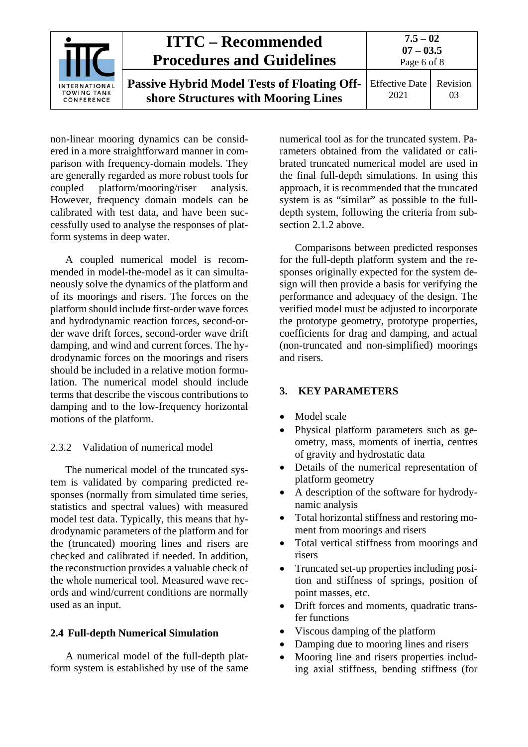non-linear mooring dynamics can be considered in a more straightforward manner in comparison with frequency-domain models. They are generally regarded as more robust tools for coupled platform/mooring/riser analysis. However, frequency domain models can be calibrated with test data, and have been successfully used to analyse the responses of platform systems in deep water.

A coupled numerical model is recommended in model-the-model as it can simultaneously solve the dynamics of the platform and of its moorings and risers. The forces on the platform should include first-order wave forces and hydrodynamic reaction forces, second-order wave drift forces, second-order wave drift damping, and wind and current forces. The hydrodynamic forces on the moorings and risers should be included in a relative motion formulation. The numerical model should include terms that describe the viscous contributions to damping and to the low-frequency horizontal motions of the platform.

### 2.3.2 Validation of numerical model

The numerical model of the truncated system is validated by comparing predicted responses (normally from simulated time series, statistics and spectral values) with measured model test data. Typically, this means that hydrodynamic parameters of the platform and for the (truncated) mooring lines and risers are checked and calibrated if needed. In addition, the reconstruction provides a valuable check of the whole numerical tool. Measured wave records and wind/current conditions are normally used as an input.

## 2.4 Full-depth Numerical Simulation

A numerical model of the full-depth platform system is established by use of the same numerical tool as for the truncated system. Parameters obtained from the validated or calibrated truncated numerical model are used in the final full-depth simulations. In using this approach, it is recommended that the truncated system is as "similar" as possible to the full-depth system, following the criteria from subsection 2.1.2 above.

Comparisons between predicted responses for the full-depth platform system and the responses originally expected for the system design will then provide a basis for verifying the performance and adequacy of the design. The verified model must be adjusted to incorporate the prototype geometry, prototype properties, coefficients for drag and damping, and actual (non-truncated and non-simplified) moorings and risers.

# 3. KEY PARAMETERS

- Model scale
- Physical platform parameters such as geometry, mass, moments of inertia, centres of gravity and hydrostatic data
- Details of the numerical representation of platform geometry
- A description of the software for hydrodynamic analysis
- Total horizontal stiffness and restoring moment from moorings and risers
- Total vertical stiffness from moorings and risers
- Truncated set-up properties including position and stiffness of springs, position of point masses, etc.
- Drift forces and moments, quadratic transfer functions
- Viscous damping of the platform
- Damping due to mooring lines and risers
- Mooring line and risers properties including axial stiffness, bending stiffness (for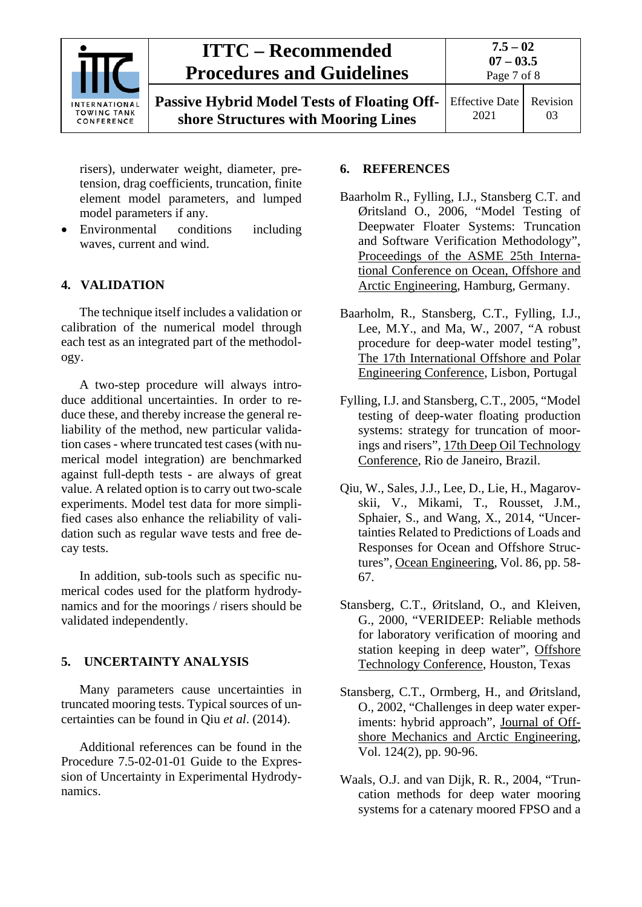risers), underwater weight, diameter, pretension, drag coefficients, truncation, finite element model parameters, and lumped model parameters if any.

- Environmental conditions including waves, current and wind.

## 4. VALIDATION

The technique itself includes a validation or calibration of the numerical model through each test as an integrated part of the methodology.

A two-step procedure will always introduce additional uncertainties. In order to reduce these, and thereby increase the general reliability of the method, new particular validation cases - where truncated test cases (with numerical model integration) are benchmarked against full-depth tests - are always of great value. A related option is to carry out two-scale experiments. Model test data for more simplified cases also enhance the reliability of validation such as regular wave tests and free decay tests.

In addition, sub-tools such as specific numerical codes used for the platform hydrodynamics and for the moorings / risers should be validated independently.

## 5. UNCERTAINTY ANALYSIS

Many parameters cause uncertainties in truncated mooring tests. Typical sources of uncertainties can be found in Qiu *et al*. (2014).

Additional references can be found in the Procedure 7.5-02-01-01 Guide to the Expression of Uncertainty in Experimental Hydrodynamics.

## 6. REFERENCES

Baarholm R., Fylling, I.J., Stansberg C.T. and Øritsland O., 2006, "Model Testing of Deepwater Floater Systems: Truncation and Software Verification Methodology", Proceedings of the ASME 25th International Conference on Ocean, Offshore and Arctic Engineering, Hamburg, Germany.

Baarholm, R., Stansberg, C.T., Fylling, I.J., Lee, M.Y., and Ma, W., 2007, "A robust procedure for deep-water model testing", The 17th International Offshore and Polar Engineering Conference, Lisbon, Portugal

Fylling, I.J. and Stansberg, C.T., 2005, "Model testing of deep-water floating production systems: strategy for truncation of moorings and risers", 17th Deep Oil Technology Conference, Rio de Janeiro, Brazil.

Qiu, W., Sales, J.J., Lee, D., Lie, H., Magarovskii, V., Mikami, T., Rousset, J.M., Sphaier, S., and Wang, X., 2014, "Uncertainties Related to Predictions of Loads and Responses for Ocean and Offshore Structures", Ocean Engineering, Vol. 86, pp. 58-67.

Stansberg, C.T., Øritsland, O., and Kleiven, G., 2000, "VERIDEEP: Reliable methods for laboratory verification of mooring and station keeping in deep water", Offshore Technology Conference, Houston, Texas

Stansberg, C.T., Ormberg, H., and Øritsland, O., 2002, "Challenges in deep water experiments: hybrid approach", Journal of Offshore Mechanics and Arctic Engineering, Vol. 124(2), pp. 90-96.

Waals, O.J. and van Dijk, R. R., 2004, "Truncation methods for deep water mooring systems for a catenary moored FPSO and a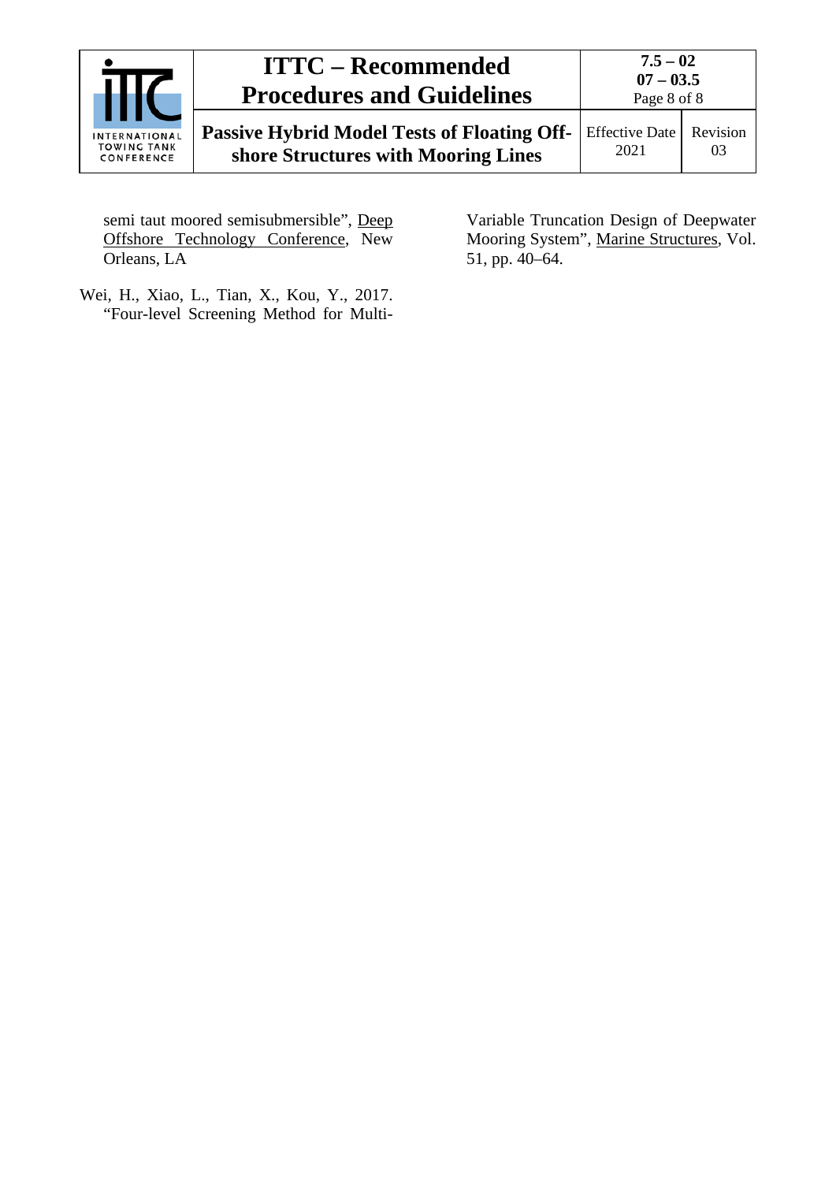semi taut moored semisubmersible", Deep Offshore Technology Conference, New Orleans, LA

Wei, H., Xiao, L., Tian, X., Kou, Y., 2017. "Four-level Screening Method for Multi-Variable Truncation Design of Deepwater Mooring System", Marine Structures, Vol. 51, pp. 40–64.